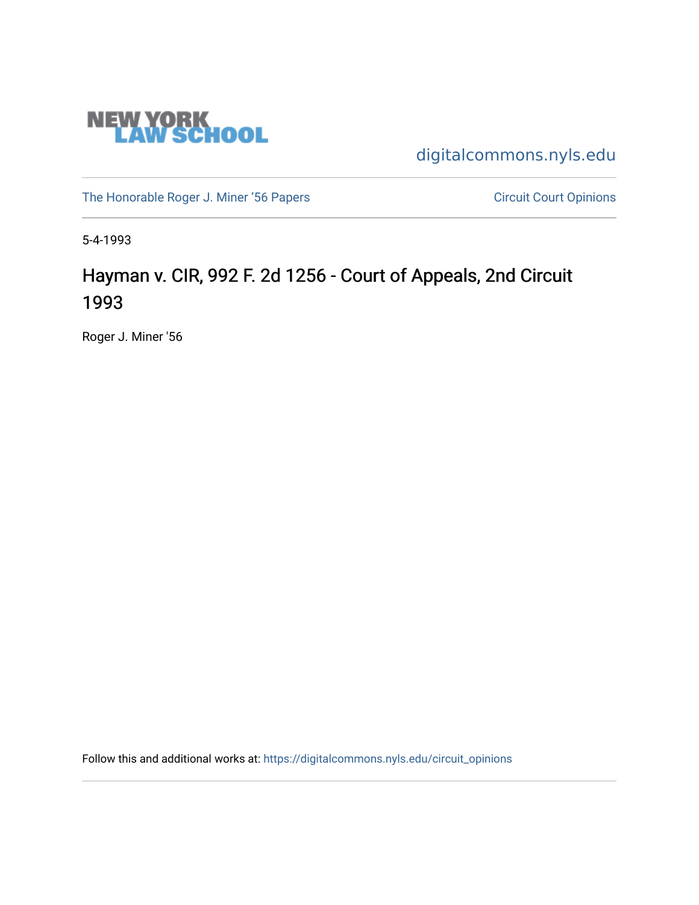NEW YORK LAW SCHOOL

digitalcommons.nyls.edu

The Honorable Roger J. Miner '56 Papers

Circuit Court Opinions

5-4-1993

# Hayman v. CIR, 992 F. 2d 1256 - Court of Appeals, 2nd Circuit 1993

Roger J. Miner '56

Follow this and additional works at: https://digitalcommons.nyls.edu/circuit_opinions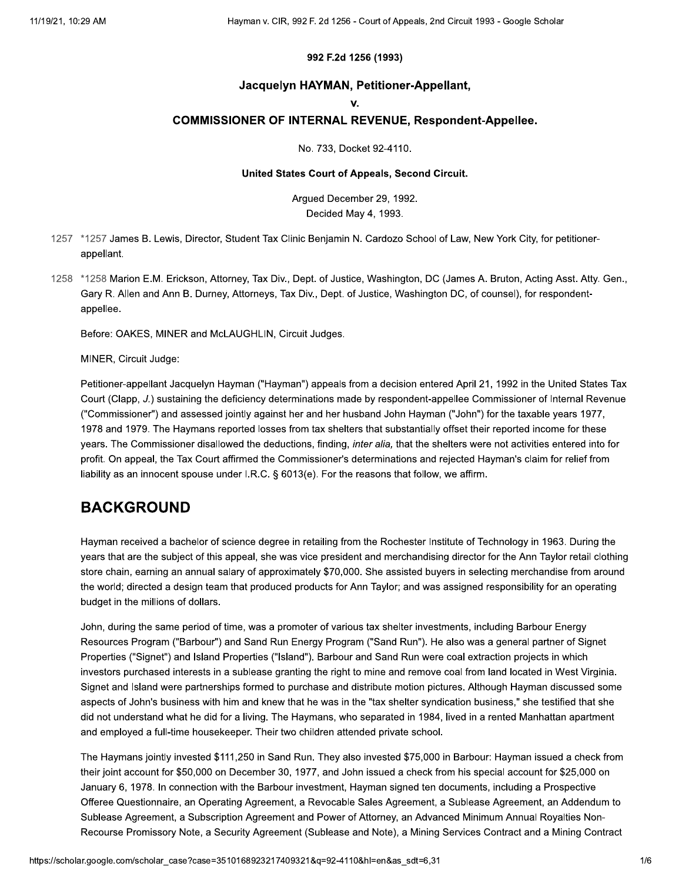992 F.2d 1256 (1993)

## Jacquelyn HAYMAN, Petitioner-Appellant,

## v.

## COMMISSIONER OF INTERNAL REVENUE, Respondent-Appellee.

No. 733, Docket 92-4110.

**United States Court of Appeals, Second Circuit.**

Argued December 29, 1992.
Decided May 4, 1993.

1257 *1257 James B. Lewis, Director, Student Tax Clinic Benjamin N. Cardozo School of Law, New York City, for petitioner-appellant.

1258 *1258 Marion E.M. Erickson, Attorney, Tax Div., Dept. of Justice, Washington, DC (James A. Bruton, Acting Asst. Atty. Gen., Gary R. Allen and Ann B. Durney, Attorneys, Tax Div., Dept. of Justice, Washington DC, of counsel), for respondent-appellee.

Before: OAKES, MINER and McLAUGHLIN, Circuit Judges.

MINER, Circuit Judge:

Petitioner-appellant Jacquelyn Hayman ("Hayman") appeals from a decision entered April 21, 1992 in the United States Tax Court (Clapp, *J.*) sustaining the deficiency determinations made by respondent-appellee Commissioner of Internal Revenue ("Commissioner") and assessed jointly against her and her husband John Hayman ("John") for the taxable years 1977, 1978 and 1979. The Haymans reported losses from tax shelters that substantially offset their reported income for these years. The Commissioner disallowed the deductions, finding, *inter alia,* that the shelters were not activities entered into for profit. On appeal, the Tax Court affirmed the Commissioner's determinations and rejected Hayman's claim for relief from liability as an innocent spouse under I.R.C. § 6013(e). For the reasons that follow, we affirm.

# BACKGROUND

Hayman received a bachelor of science degree in retailing from the Rochester Institute of Technology in 1963. During the years that are the subject of this appeal, she was vice president and merchandising director for the Ann Taylor retail clothing store chain, earning an annual salary of approximately $70,000. She assisted buyers in selecting merchandise from around the world; directed a design team that produced products for Ann Taylor; and was assigned responsibility for an operating budget in the millions of dollars.

John, during the same period of time, was a promoter of various tax shelter investments, including Barbour Energy Resources Program ("Barbour") and Sand Run Energy Program ("Sand Run"). He also was a general partner of Signet Properties ("Signet") and Island Properties ("Island"). Barbour and Sand Run were coal extraction projects in which investors purchased interests in a sublease granting the right to mine and remove coal from land located in West Virginia. Signet and Island were partnerships formed to purchase and distribute motion pictures. Although Hayman discussed some aspects of John's business with him and knew that he was in the "tax shelter syndication business," she testified that she did not understand what he did for a living. The Haymans, who separated in 1984, lived in a rented Manhattan apartment and employed a full-time housekeeper. Their two children attended private school.

The Haymans jointly invested $111,250 in Sand Run. They also invested $75,000 in Barbour: Hayman issued a check from their joint account for $50,000 on December 30, 1977, and John issued a check from his special account for $25,000 on January 6, 1978. In connection with the Barbour investment, Hayman signed ten documents, including a Prospective Offeree Questionnaire, an Operating Agreement, a Revocable Sales Agreement, a Sublease Agreement, an Addendum to Sublease Agreement, a Subscription Agreement and Power of Attorney, an Advanced Minimum Annual Royalties Non-Recourse Promissory Note, a Security Agreement (Sublease and Note), a Mining Services Contract and a Mining Contract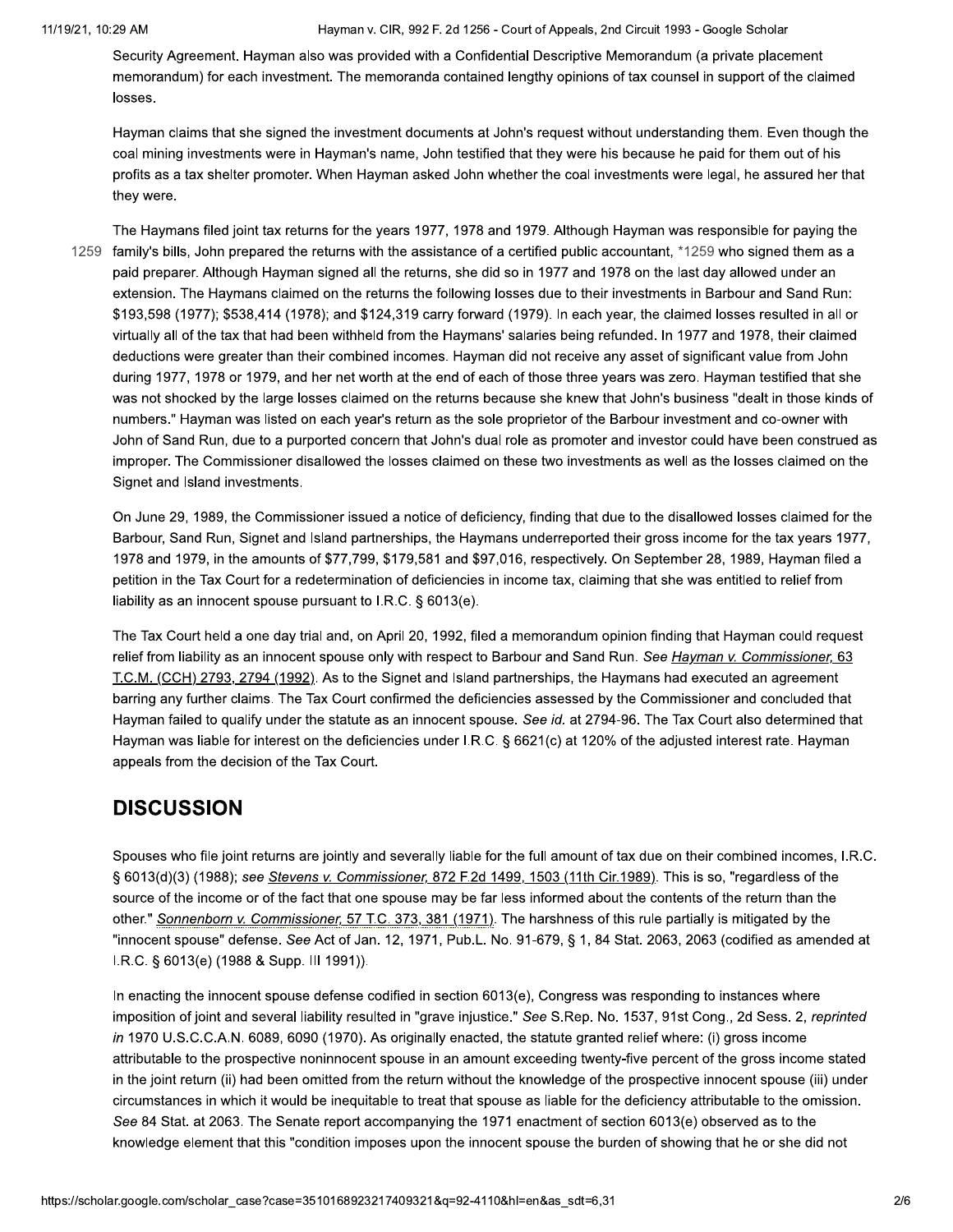Security Agreement. Hayman also was provided with a Confidential Descriptive Memorandum (a private placement memorandum) for each investment. The memoranda contained lengthy opinions of tax counsel in support of the claimed losses.

Hayman claims that she signed the investment documents at John's request without understanding them. Even though the coal mining investments were in Hayman's name, John testified that they were his because he paid for them out of his profits as a tax shelter promoter. When Hayman asked John whether the coal investments were legal, he assured her that they were.

The Haymans filed joint tax returns for the years 1977, 1978 and 1979. Although Hayman was responsible for paying the family's bills, John prepared the returns with the assistance of a certified public accountant, *1259 who signed them as a paid preparer. Although Hayman signed all the returns, she did so in 1977 and 1978 on the last day allowed under an extension. The Haymans claimed on the returns the following losses due to their investments in Barbour and Sand Run: $193,598 (1977); $538,414 (1978); and $124,319 carry forward (1979). In each year, the claimed losses resulted in all or virtually all of the tax that had been withheld from the Haymans' salaries being refunded. In 1977 and 1978, their claimed deductions were greater than their combined incomes. Hayman did not receive any asset of significant value from John during 1977, 1978 or 1979, and her net worth at the end of each of those three years was zero. Hayman testified that she was not shocked by the large losses claimed on the returns because she knew that John's business "dealt in those kinds of numbers." Hayman was listed on each year's return as the sole proprietor of the Barbour investment and co-owner with John of Sand Run, due to a purported concern that John's dual role as promoter and investor could have been construed as improper. The Commissioner disallowed the losses claimed on these two investments as well as the losses claimed on the Signet and Island investments.

On June 29, 1989, the Commissioner issued a notice of deficiency, finding that due to the disallowed losses claimed for the Barbour, Sand Run, Signet and Island partnerships, the Haymans underreported their gross income for the tax years 1977, 1978 and 1979, in the amounts of $77,799, $179,581 and $97,016, respectively. On September 28, 1989, Hayman filed a petition in the Tax Court for a redetermination of deficiencies in income tax, claiming that she was entitled to relief from liability as an innocent spouse pursuant to I.R.C. § 6013(e).

The Tax Court held a one day trial and, on April 20, 1992, filed a memorandum opinion finding that Hayman could request relief from liability as an innocent spouse only with respect to Barbour and Sand Run. *See* Hayman v. Commissioner, 63 T.C.M. (CCH) 2793, 2794 (1992). As to the Signet and Island partnerships, the Haymans had executed an agreement barring any further claims. The Tax Court confirmed the deficiencies assessed by the Commissioner and concluded that Hayman failed to qualify under the statute as an innocent spouse. *See id.* at 2794-96. The Tax Court also determined that Hayman was liable for interest on the deficiencies under I.R.C. § 6621(c) at 120% of the adjusted interest rate. Hayman appeals from the decision of the Tax Court.

## DISCUSSION

Spouses who file joint returns are jointly and severally liable for the full amount of tax due on their combined incomes, I.R.C. § 6013(d)(3) (1988); *see* Stevens v. Commissioner, 872 F.2d 1499, 1503 (11th Cir.1989). This is so, "regardless of the source of the income or of the fact that one spouse may be far less informed about the contents of the return than the other." Sonnenborn v. Commissioner, 57 T.C. 373, 381 (1971). The harshness of this rule partially is mitigated by the "innocent spouse" defense. *See* Act of Jan. 12, 1971, Pub.L. No. 91-679, § 1, 84 Stat. 2063, 2063 (codified as amended at I.R.C. § 6013(e) (1988 & Supp. III 1991)).

In enacting the innocent spouse defense codified in section 6013(e), Congress was responding to instances where imposition of joint and several liability resulted in "grave injustice." *See* S.Rep. No. 1537, 91st Cong., 2d Sess. 2, *reprinted in* 1970 U.S.C.C.A.N. 6089, 6090 (1970). As originally enacted, the statute granted relief where: (i) gross income attributable to the prospective noninnocent spouse in an amount exceeding twenty-five percent of the gross income stated in the joint return (ii) had been omitted from the return without the knowledge of the prospective innocent spouse (iii) under circumstances in which it would be inequitable to treat that spouse as liable for the deficiency attributable to the omission. *See* 84 Stat. at 2063. The Senate report accompanying the 1971 enactment of section 6013(e) observed as to the knowledge element that this "condition imposes upon the innocent spouse the burden of showing that he or she did not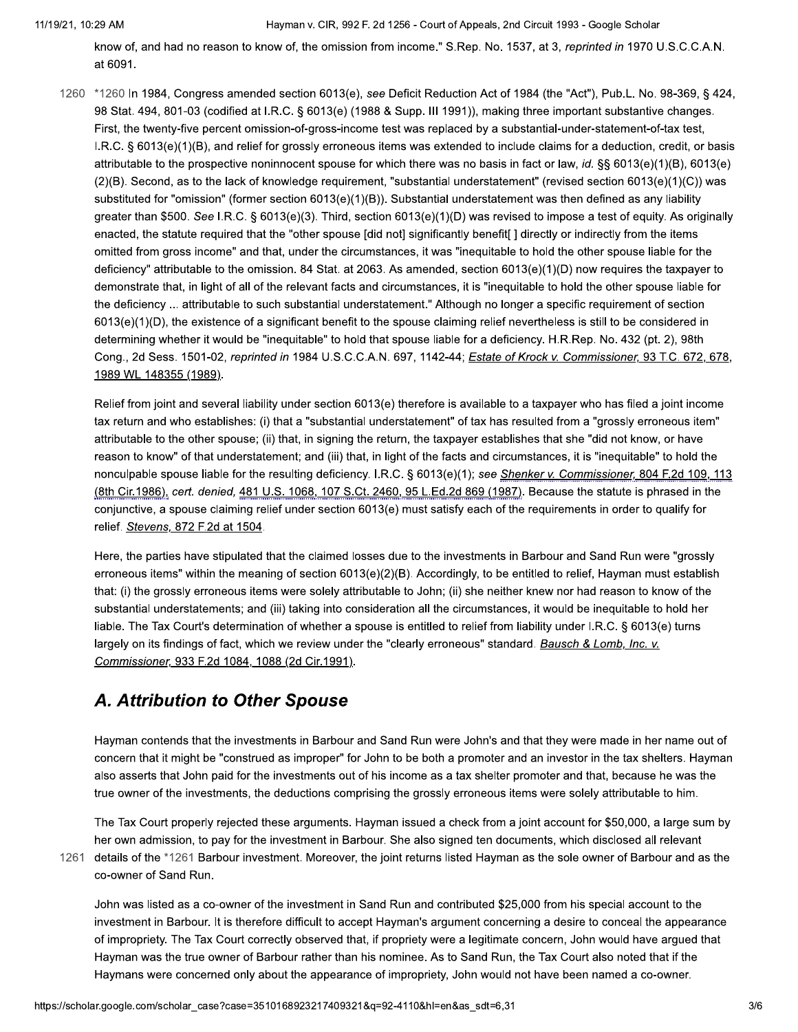know of, and had no reason to know of, the omission from income." S.Rep. No. 1537, at 3, *reprinted in* 1970 U.S.C.C.A.N. at 6091.

*1260 In 1984, Congress amended section 6013(e), *see* Deficit Reduction Act of 1984 (the "Act"), Pub.L. No. 98-369, § 424, 98 Stat. 494, 801-03 (codified at I.R.C. § 6013(e) (1988 & Supp. III 1991)), making three important substantive changes. First, the twenty-five percent omission-of-gross-income test was replaced by a substantial-under-statement-of-tax test, I.R.C. § 6013(e)(1)(B), and relief for grossly erroneous items was extended to include claims for a deduction, credit, or basis attributable to the prospective noninnocent spouse for which there was no basis in fact or law, *id.* §§ 6013(e)(1)(B), 6013(e)(2)(B). Second, as to the lack of knowledge requirement, "substantial understatement" (revised section 6013(e)(1)(C)) was substituted for "omission" (former section 6013(e)(1)(B)). Substantial understatement was then defined as any liability greater than $500. *See* I.R.C. § 6013(e)(3). Third, section 6013(e)(1)(D) was revised to impose a test of equity. As originally enacted, the statute required that the "other spouse [did not] significantly benefit[ ] directly or indirectly from the items omitted from gross income" and that, under the circumstances, it was "inequitable to hold the other spouse liable for the deficiency" attributable to the omission. 84 Stat. at 2063. As amended, section 6013(e)(1)(D) now requires the taxpayer to demonstrate that, in light of all of the relevant facts and circumstances, it is "inequitable to hold the other spouse liable for the deficiency ... attributable to such substantial understatement." Although no longer a specific requirement of section 6013(e)(1)(D), the existence of a significant benefit to the spouse claiming relief nevertheless is still to be considered in determining whether it would be "inequitable" to hold that spouse liable for a deficiency. H.R.Rep. No. 432 (pt. 2), 98th Cong., 2d Sess. 1501-02, *reprinted in* 1984 U.S.C.C.A.N. 697, 1142-44; *Estate of Krock v. Commissioner,* 93 T.C. 672, 678, 1989 WL 148355 (1989).

Relief from joint and several liability under section 6013(e) therefore is available to a taxpayer who has filed a joint income tax return and who establishes: (i) that a "substantial understatement" of tax has resulted from a "grossly erroneous item" attributable to the other spouse; (ii) that, in signing the return, the taxpayer establishes that she "did not know, or have reason to know" of that understatement; and (iii) that, in light of the facts and circumstances, it is "inequitable" to hold the nonculpable spouse liable for the resulting deficiency. I.R.C. § 6013(e)(1); *see* *Shenker v. Commissioner,* 804 F.2d 109, 113 (8th Cir.1986), *cert. denied,* 481 U.S. 1068, 107 S.Ct. 2460, 95 L.Ed.2d 869 (1987). Because the statute is phrased in the conjunctive, a spouse claiming relief under section 6013(e) must satisfy each of the requirements in order to qualify for relief. *Stevens,* 872 F.2d at 1504.

Here, the parties have stipulated that the claimed losses due to the investments in Barbour and Sand Run were "grossly erroneous items" within the meaning of section 6013(e)(2)(B). Accordingly, to be entitled to relief, Hayman must establish that: (i) the grossly erroneous items were solely attributable to John; (ii) she neither knew nor had reason to know of the substantial understatements; and (iii) taking into consideration all the circumstances, it would be inequitable to hold her liable. The Tax Court's determination of whether a spouse is entitled to relief from liability under I.R.C. § 6013(e) turns largely on its findings of fact, which we review under the "clearly erroneous" standard. *Bausch & Lomb, Inc. v. Commissioner,* 933 F.2d 1084, 1088 (2d Cir.1991).

## A. Attribution to Other Spouse

Hayman contends that the investments in Barbour and Sand Run were John's and that they were made in her name out of concern that it might be "construed as improper" for John to be both a promoter and an investor in the tax shelters. Hayman also asserts that John paid for the investments out of his income as a tax shelter promoter and that, because he was the true owner of the investments, the deductions comprising the grossly erroneous items were solely attributable to him.

The Tax Court properly rejected these arguments. Hayman issued a check from a joint account for $50,000, a large sum by her own admission, to pay for the investment in Barbour. She also signed ten documents, which disclosed all relevant details of the *1261 Barbour investment. Moreover, the joint returns listed Hayman as the sole owner of Barbour and as the co-owner of Sand Run.

John was listed as a co-owner of the investment in Sand Run and contributed $25,000 from his special account to the investment in Barbour. It is therefore difficult to accept Hayman's argument concerning a desire to conceal the appearance of impropriety. The Tax Court correctly observed that, if propriety were a legitimate concern, John would have argued that Hayman was the true owner of Barbour rather than his nominee. As to Sand Run, the Tax Court also noted that if the Haymans were concerned only about the appearance of impropriety, John would not have been named a co-owner.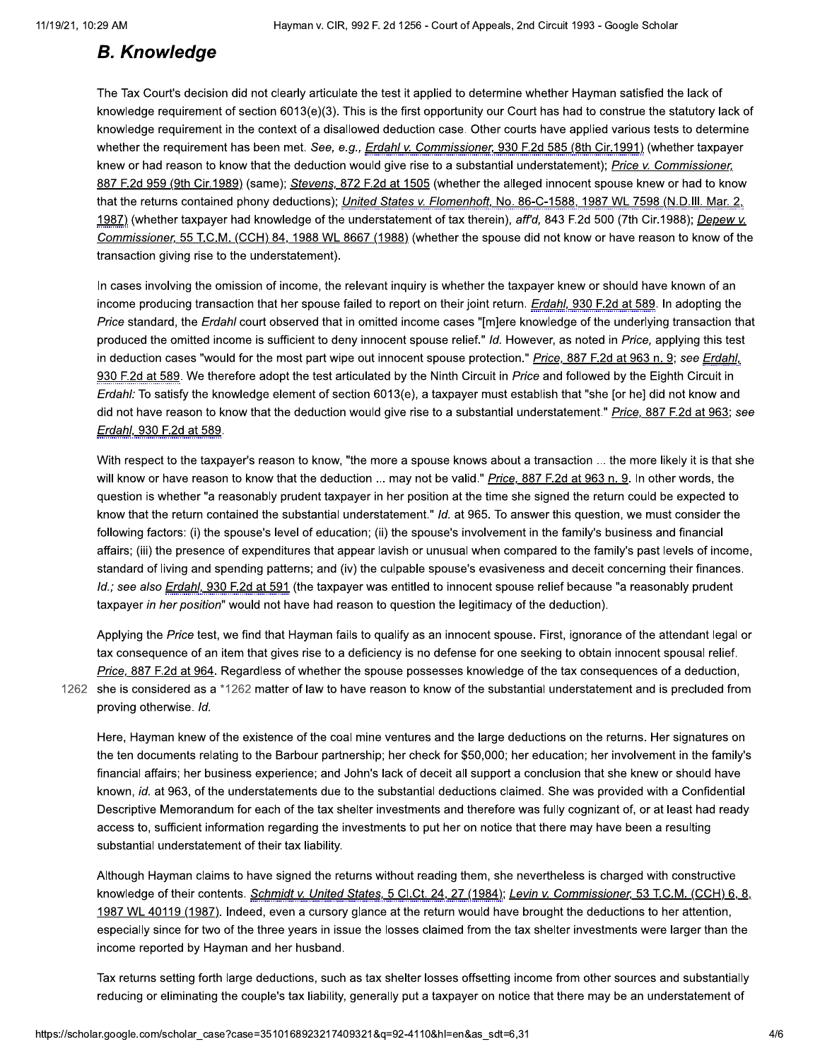## B. Knowledge

The Tax Court's decision did not clearly articulate the test it applied to determine whether Hayman satisfied the lack of knowledge requirement of section 6013(e)(3). This is the first opportunity our Court has had to construe the statutory lack of knowledge requirement in the context of a disallowed deduction case. Other courts have applied various tests to determine whether the requirement has been met. *See, e.g., Erdahl v. Commissioner,* 930 F.2d 585 (8th Cir.1991) (whether taxpayer knew or had reason to know that the deduction would give rise to a substantial understatement); *Price v. Commissioner,* 887 F.2d 959 (9th Cir.1989) (same); *Stevens,* 872 F.2d at 1505 (whether the alleged innocent spouse knew or had to know that the returns contained phony deductions); *United States v. Flomenhoft,* No. 86-C-1588, 1987 WL 7598 (N.D.Ill. Mar. 2, 1987) (whether taxpayer had knowledge of the understatement of tax therein), *aff'd,* 843 F.2d 500 (7th Cir.1988); *Depew v. Commissioner,* 55 T.C.M. (CCH) 84, 1988 WL 8667 (1988) (whether the spouse did not know or have reason to know of the transaction giving rise to the understatement).

In cases involving the omission of income, the relevant inquiry is whether the taxpayer knew or should have known of an income producing transaction that her spouse failed to report on their joint return. *Erdahl,* 930 F.2d at 589. In adopting the *Price* standard, the *Erdahl* court observed that in omitted income cases "[m]ere knowledge of the underlying transaction that produced the omitted income is sufficient to deny innocent spouse relief." *Id.* However, as noted in *Price,* applying this test in deduction cases "would for the most part wipe out innocent spouse protection." *Price,* 887 F.2d at 963 n. 9; *see Erdahl,* 930 F.2d at 589. We therefore adopt the test articulated by the Ninth Circuit in *Price* and followed by the Eighth Circuit in *Erdahl:* To satisfy the knowledge element of section 6013(e), a taxpayer must establish that "she [or he] did not know and did not have reason to know that the deduction would give rise to a substantial understatement." *Price,* 887 F.2d at 963; *see Erdahl,* 930 F.2d at 589.

With respect to the taxpayer's reason to know, "the more a spouse knows about a transaction ... the more likely it is that she will know or have reason to know that the deduction ... may not be valid." *Price,* 887 F.2d at 963 n. 9. In other words, the question is whether "a reasonably prudent taxpayer in her position at the time she signed the return could be expected to know that the return contained the substantial understatement." *Id.* at 965. To answer this question, we must consider the following factors: (i) the spouse's level of education; (ii) the spouse's involvement in the family's business and financial affairs; (iii) the presence of expenditures that appear lavish or unusual when compared to the family's past levels of income, standard of living and spending patterns; and (iv) the culpable spouse's evasiveness and deceit concerning their finances. *Id.; see also Erdahl,* 930 F.2d at 591 (the taxpayer was entitled to innocent spouse relief because "a reasonably prudent taxpayer *in her position*" would not have had reason to question the legitimacy of the deduction).

Applying the *Price* test, we find that Hayman fails to qualify as an innocent spouse. First, ignorance of the attendant legal or tax consequence of an item that gives rise to a deficiency is no defense for one seeking to obtain innocent spousal relief. *Price,* 887 F.2d at 964. Regardless of whether the spouse possesses knowledge of the tax consequences of a deduction, she is considered as a *1262 matter of law to have reason to know of the substantial understatement and is precluded from proving otherwise. *Id.*

Here, Hayman knew of the existence of the coal mine ventures and the large deductions on the returns. Her signatures on the ten documents relating to the Barbour partnership; her check for $50,000; her education; her involvement in the family's financial affairs; her business experience; and John's lack of deceit all support a conclusion that she knew or should have known, *id.* at 963, of the understatements due to the substantial deductions claimed. She was provided with a Confidential Descriptive Memorandum for each of the tax shelter investments and therefore was fully cognizant of, or at least had ready access to, sufficient information regarding the investments to put her on notice that there may have been a resulting substantial understatement of their tax liability.

Although Hayman claims to have signed the returns without reading them, she nevertheless is charged with constructive knowledge of their contents. *Schmidt v. United States,* 5 Cl.Ct. 24, 27 (1984); *Levin v. Commissioner,* 53 T.C.M. (CCH) 6, 8, 1987 WL 40119 (1987). Indeed, even a cursory glance at the return would have brought the deductions to her attention, especially since for two of the three years in issue the losses claimed from the tax shelter investments were larger than the income reported by Hayman and her husband.

Tax returns setting forth large deductions, such as tax shelter losses offsetting income from other sources and substantially reducing or eliminating the couple's tax liability, generally put a taxpayer on notice that there may be an understatement of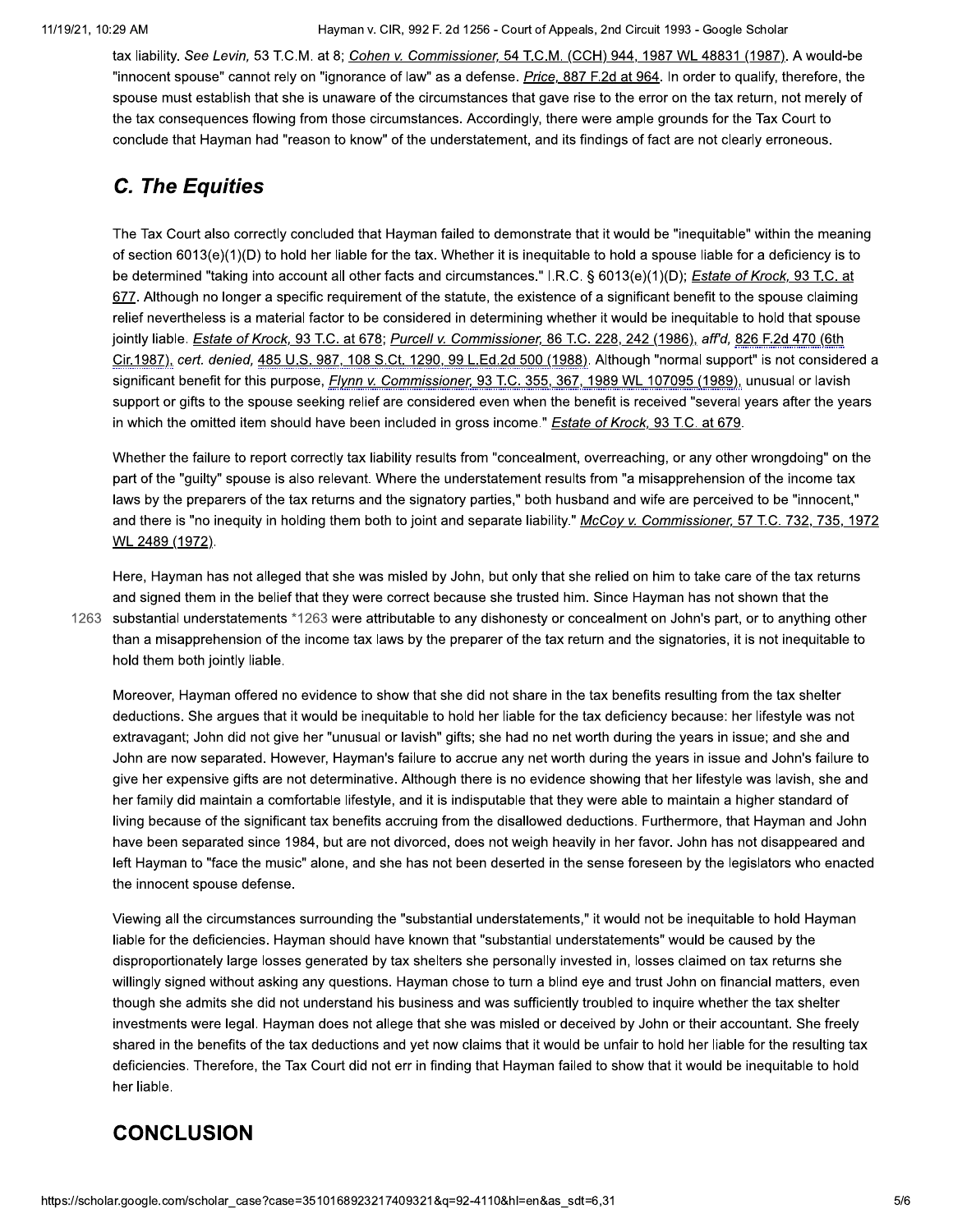tax liability. *See Levin,* 53 T.C.M. at 8; *Cohen v. Commissioner,* 54 T.C.M. (CCH) 944, 1987 WL 48831 (1987). A would-be "innocent spouse" cannot rely on "ignorance of law" as a defense. *Price,* 887 F.2d at 964. In order to qualify, therefore, the spouse must establish that she is unaware of the circumstances that gave rise to the error on the tax return, not merely of the tax consequences flowing from those circumstances. Accordingly, there were ample grounds for the Tax Court to conclude that Hayman had "reason to know" of the understatement, and its findings of fact are not clearly erroneous.

## *C. The Equities*

The Tax Court also correctly concluded that Hayman failed to demonstrate that it would be "inequitable" within the meaning of section 6013(e)(1)(D) to hold her liable for the tax. Whether it is inequitable to hold a spouse liable for a deficiency is to be determined "taking into account all other facts and circumstances." I.R.C. § 6013(e)(1)(D); *Estate of Krock,* 93 T.C. at 677. Although no longer a specific requirement of the statute, the existence of a significant benefit to the spouse claiming relief nevertheless is a material factor to be considered in determining whether it would be inequitable to hold that spouse jointly liable. *Estate of Krock,* 93 T.C. at 678; *Purcell v. Commissioner,* 86 T.C. 228, 242 (1986), *aff'd,* 826 F.2d 470 (6th Cir.1987), *cert. denied,* 485 U.S. 987, 108 S.Ct. 1290, 99 L.Ed.2d 500 (1988). Although "normal support" is not considered a significant benefit for this purpose, *Flynn v. Commissioner,* 93 T.C. 355, 367, 1989 WL 107095 (1989), unusual or lavish support or gifts to the spouse seeking relief are considered even when the benefit is received "several years after the years in which the omitted item should have been included in gross income." *Estate of Krock,* 93 T.C. at 679.

Whether the failure to report correctly tax liability results from "concealment, overreaching, or any other wrongdoing" on the part of the "guilty" spouse is also relevant. Where the understatement results from "a misapprehension of the income tax laws by the preparers of the tax returns and the signatory parties," both husband and wife are perceived to be "innocent," and there is "no inequity in holding them both to joint and separate liability." *McCoy v. Commissioner,* 57 T.C. 732, 735, 1972 WL 2489 (1972).

Here, Hayman has not alleged that she was misled by John, but only that she relied on him to take care of the tax returns and signed them in the belief that they were correct because she trusted him. Since Hayman has not shown that the substantial understatements *1263 were attributable to any dishonesty or concealment on John's part, or to anything other than a misapprehension of the income tax laws by the preparer of the tax return and the signatories, it is not inequitable to hold them both jointly liable.

Moreover, Hayman offered no evidence to show that she did not share in the tax benefits resulting from the tax shelter deductions. She argues that it would be inequitable to hold her liable for the tax deficiency because: her lifestyle was not extravagant; John did not give her "unusual or lavish" gifts; she had no net worth during the years in issue; and she and John are now separated. However, Hayman's failure to accrue any net worth during the years in issue and John's failure to give her expensive gifts are not determinative. Although there is no evidence showing that her lifestyle was lavish, she and her family did maintain a comfortable lifestyle, and it is indisputable that they were able to maintain a higher standard of living because of the significant tax benefits accruing from the disallowed deductions. Furthermore, that Hayman and John have been separated since 1984, but are not divorced, does not weigh heavily in her favor. John has not disappeared and left Hayman to "face the music" alone, and she has not been deserted in the sense foreseen by the legislators who enacted the innocent spouse defense.

Viewing all the circumstances surrounding the "substantial understatements," it would not be inequitable to hold Hayman liable for the deficiencies. Hayman should have known that "substantial understatements" would be caused by the disproportionately large losses generated by tax shelters she personally invested in, losses claimed on tax returns she willingly signed without asking any questions. Hayman chose to turn a blind eye and trust John on financial matters, even though she admits she did not understand his business and was sufficiently troubled to inquire whether the tax shelter investments were legal. Hayman does not allege that she was misled or deceived by John or their accountant. She freely shared in the benefits of the tax deductions and yet now claims that it would be unfair to hold her liable for the resulting tax deficiencies. Therefore, the Tax Court did not err in finding that Hayman failed to show that it would be inequitable to hold her liable.

## CONCLUSION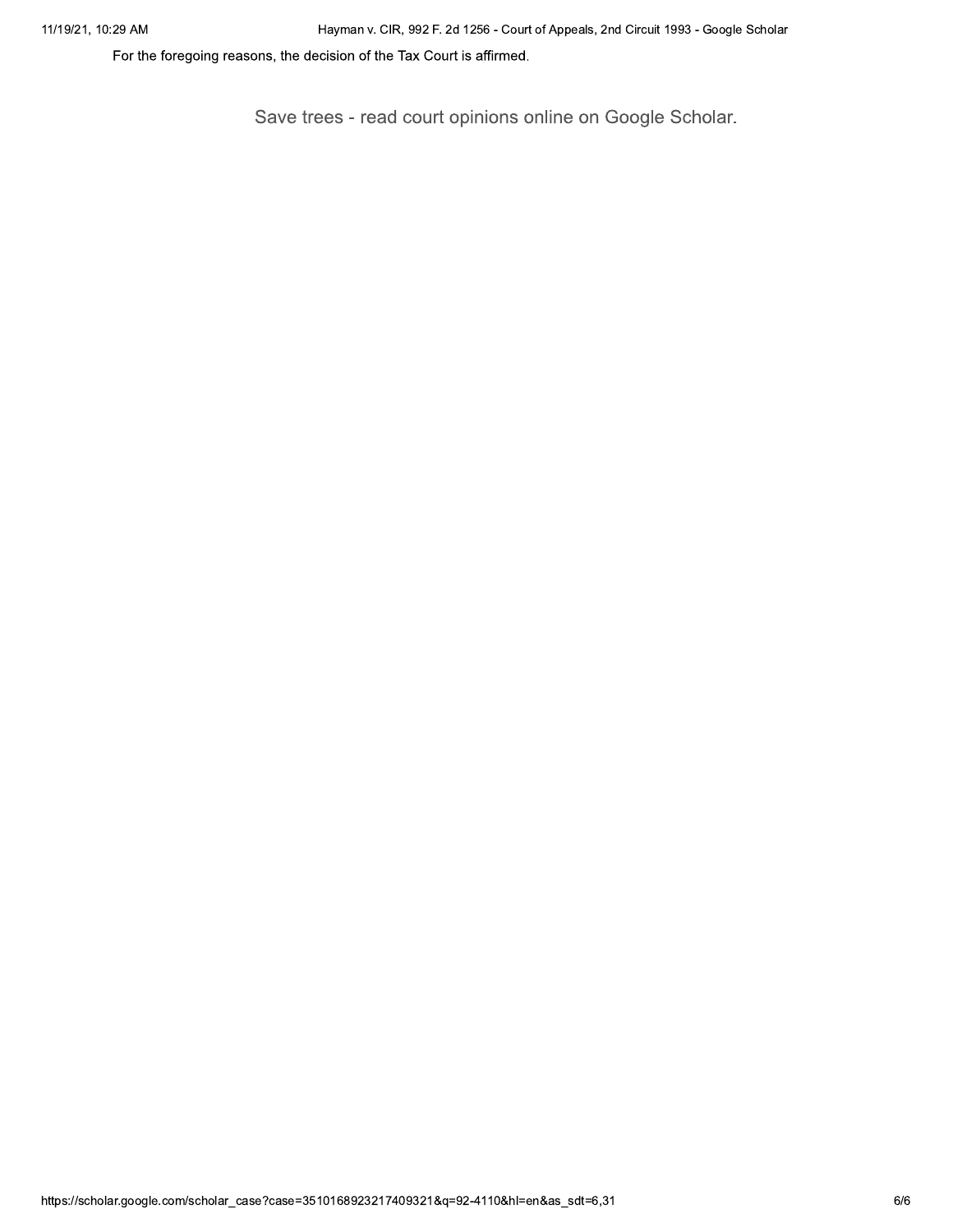For the foregoing reasons, the decision of the Tax Court is affirmed.

Save trees - read court opinions online on Google Scholar.